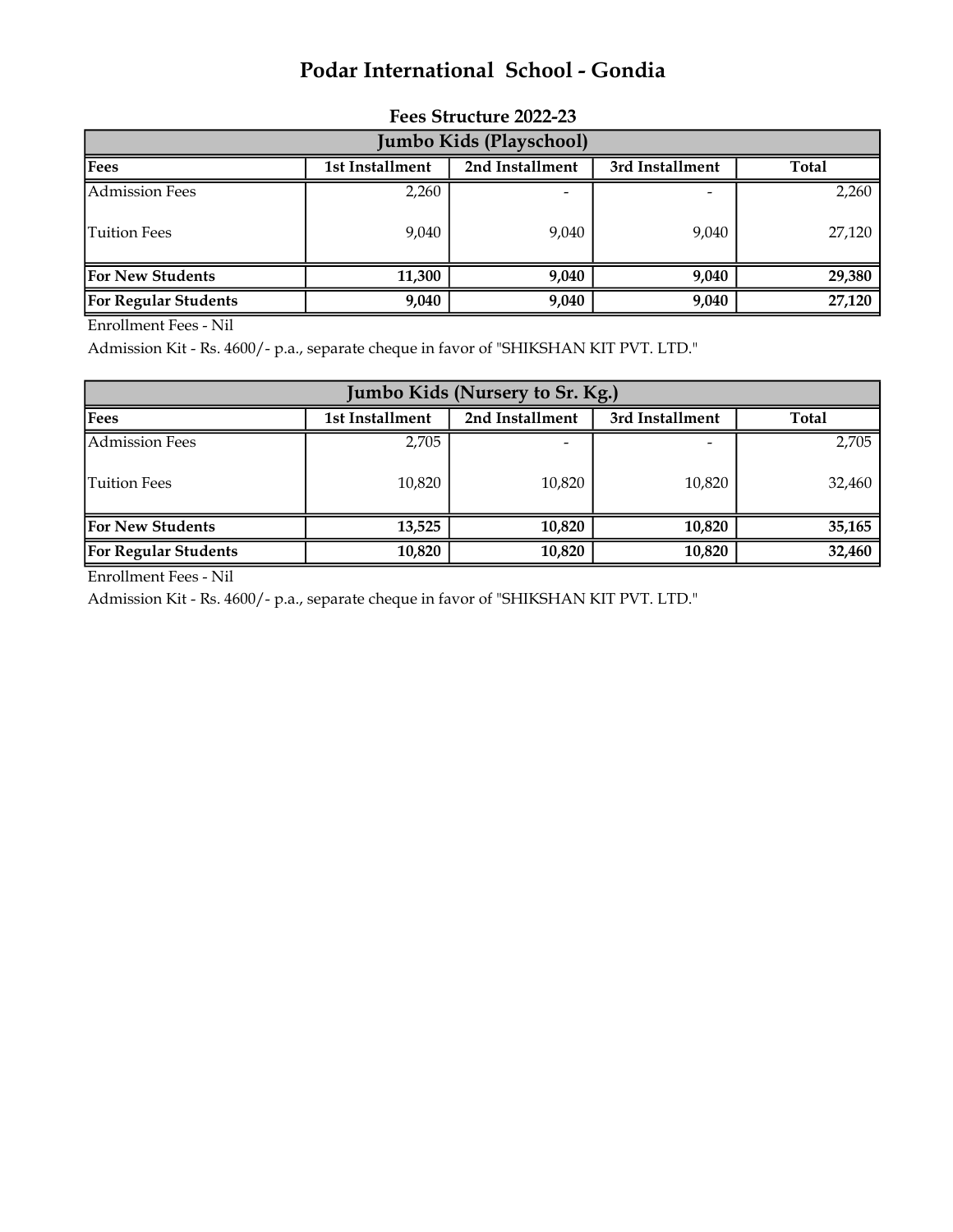# Podar International School - Gondia

## Fees Structure 2022-23

### Jumbo Kids (Playschool)

| Fees | 1st Installment | 2nd Installment | 3rd Installment | Total |
|---|---|---|---|---|
| Admission Fees | 2,260 | - | - | 2,260 |
| Tuition Fees | 9,040 | 9,040 | 9,040 | 27,120 |
| **For New Students** | **11,300** | **9,040** | **9,040** | **29,380** |
| **For Regular Students** | **9,040** | **9,040** | **9,040** | **27,120** |

Enrollment Fees - Nil

Admission Kit - Rs. 4600/- p.a., separate cheque in favor of "SHIKSHAN KIT PVT. LTD."

### Jumbo Kids (Nursery to Sr. Kg.)

| Fees | 1st Installment | 2nd Installment | 3rd Installment | Total |
|---|---|---|---|---|
| Admission Fees | 2,705 | - | - | 2,705 |
| Tuition Fees | 10,820 | 10,820 | 10,820 | 32,460 |
| **For New Students** | **13,525** | **10,820** | **10,820** | **35,165** |
| **For Regular Students** | **10,820** | **10,820** | **10,820** | **32,460** |

Enrollment Fees - Nil

Admission Kit - Rs. 4600/- p.a., separate cheque in favor of "SHIKSHAN KIT PVT. LTD."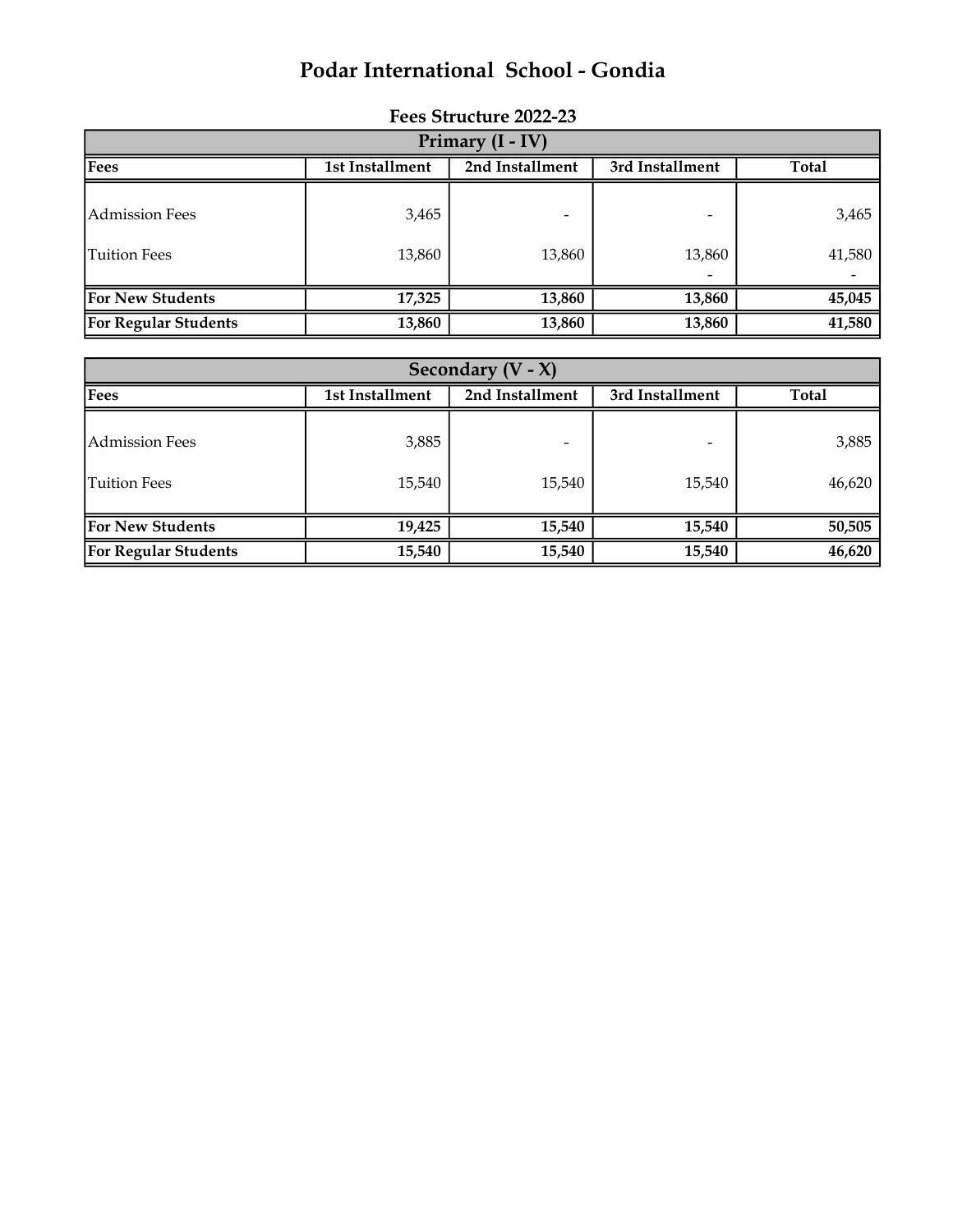# Podar International School - Gondia

## Fees Structure 2022-23

| Primary (I - IV) | | | | |
|---|---|---|---|---|
| **Fees** | **1st Installment** | **2nd Installment** | **3rd Installment** | **Total** |
| Admission Fees | 3,465 | - | - | 3,465 |
| Tuition Fees | 13,860 | 13,860 | 13,860 | 41,580 |
| | | | - | - |
| **For New Students** | **17,325** | **13,860** | **13,860** | **45,045** |
| **For Regular Students** | **13,860** | **13,860** | **13,860** | **41,580** |

| Secondary (V - X) | | | | |
|---|---|---|---|---|
| **Fees** | **1st Installment** | **2nd Installment** | **3rd Installment** | **Total** |
| Admission Fees | 3,885 | - | - | 3,885 |
| Tuition Fees | 15,540 | 15,540 | 15,540 | 46,620 |
| **For New Students** | **19,425** | **15,540** | **15,540** | **50,505** |
| **For Regular Students** | **15,540** | **15,540** | **15,540** | **46,620** |